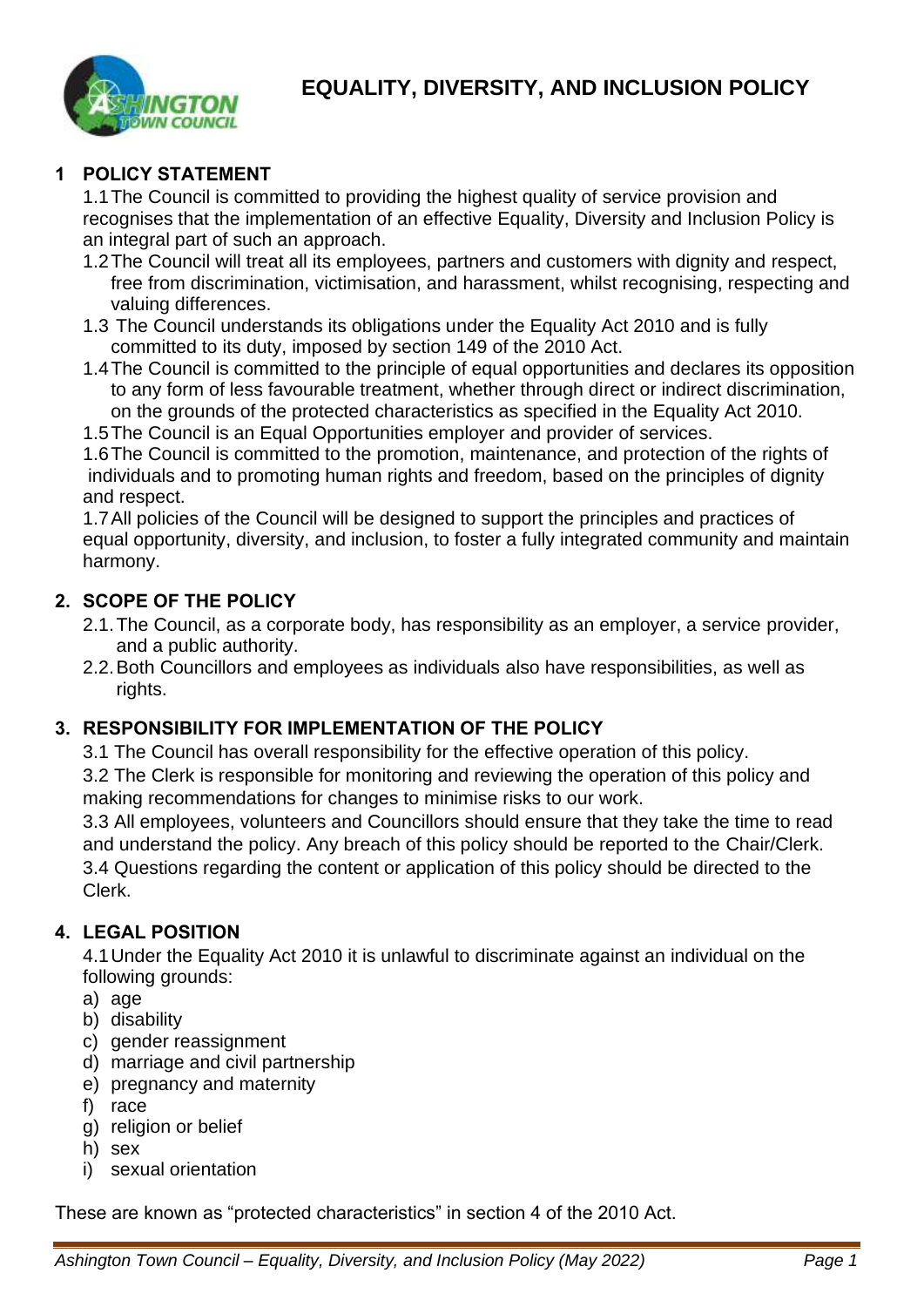# EQUALITY, DIVERSITY, AND INCLUSION POLICY

## 1 POLICY STATEMENT

1.1 The Council is committed to providing the highest quality of service provision and recognises that the implementation of an effective Equality, Diversity and Inclusion Policy is an integral part of such an approach.

1.2 The Council will treat all its employees, partners and customers with dignity and respect, free from discrimination, victimisation, and harassment, whilst recognising, respecting and valuing differences.

1.3 The Council understands its obligations under the Equality Act 2010 and is fully committed to its duty, imposed by section 149 of the 2010 Act.

1.4 The Council is committed to the principle of equal opportunities and declares its opposition to any form of less favourable treatment, whether through direct or indirect discrimination, on the grounds of the protected characteristics as specified in the Equality Act 2010.

1.5 The Council is an Equal Opportunities employer and provider of services.

1.6 The Council is committed to the promotion, maintenance, and protection of the rights of individuals and to promoting human rights and freedom, based on the principles of dignity and respect.

1.7 All policies of the Council will be designed to support the principles and practices of equal opportunity, diversity, and inclusion, to foster a fully integrated community and maintain harmony.

## 2. SCOPE OF THE POLICY

2.1. The Council, as a corporate body, has responsibility as an employer, a service provider, and a public authority.

2.2. Both Councillors and employees as individuals also have responsibilities, as well as rights.

## 3. RESPONSIBILITY FOR IMPLEMENTATION OF THE POLICY

3.1 The Council has overall responsibility for the effective operation of this policy.

3.2 The Clerk is responsible for monitoring and reviewing the operation of this policy and making recommendations for changes to minimise risks to our work.

3.3 All employees, volunteers and Councillors should ensure that they take the time to read and understand the policy. Any breach of this policy should be reported to the Chair/Clerk.

3.4 Questions regarding the content or application of this policy should be directed to the Clerk.

## 4. LEGAL POSITION

4.1 Under the Equality Act 2010 it is unlawful to discriminate against an individual on the following grounds:

a) age
b) disability
c) gender reassignment
d) marriage and civil partnership
e) pregnancy and maternity
f) race
g) religion or belief
h) sex
i) sexual orientation

These are known as "protected characteristics" in section 4 of the 2010 Act.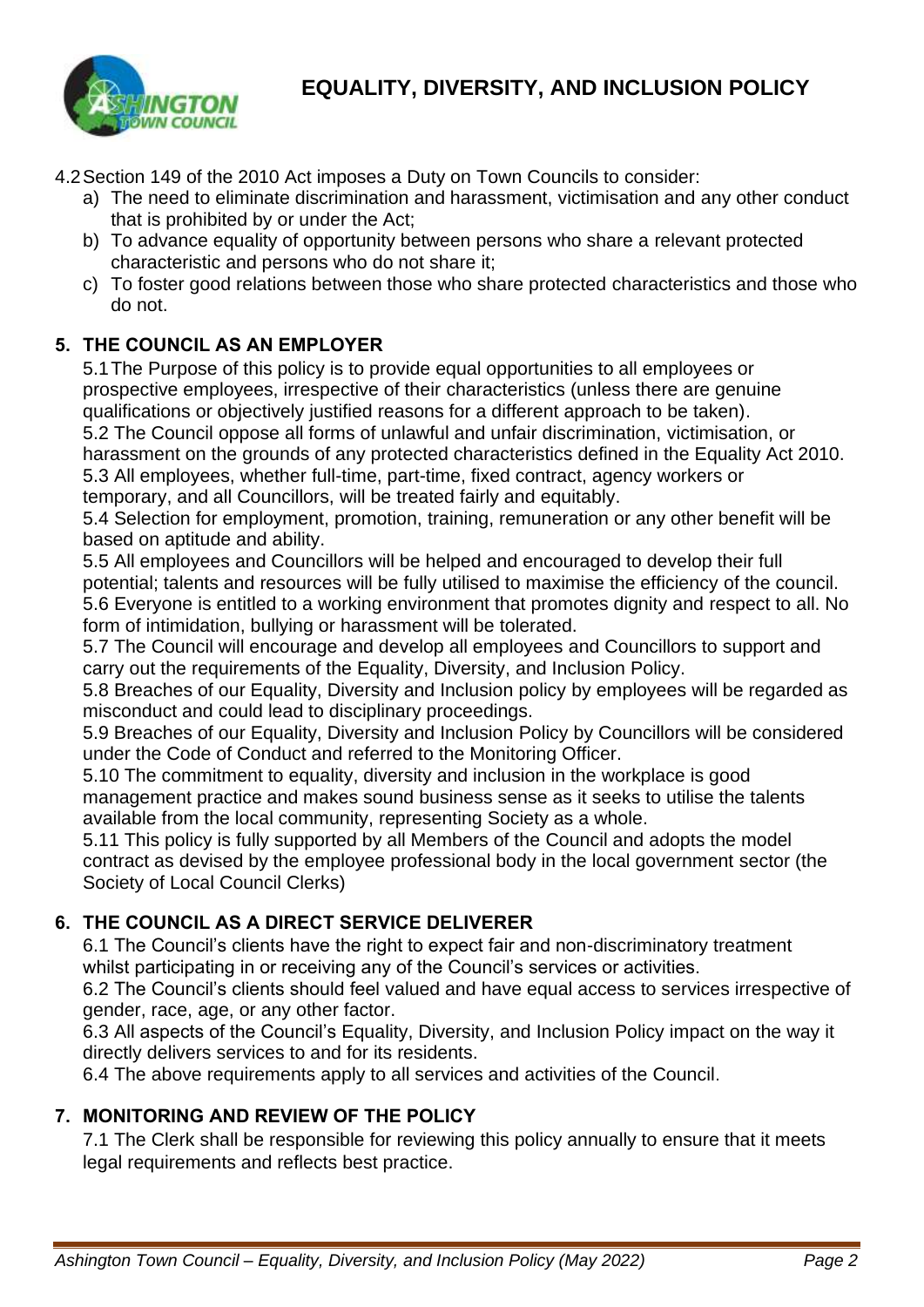4.2 Section 149 of the 2010 Act imposes a Duty on Town Councils to consider:

a) The need to eliminate discrimination and harassment, victimisation and any other conduct that is prohibited by or under the Act;
b) To advance equality of opportunity between persons who share a relevant protected characteristic and persons who do not share it;
c) To foster good relations between those who share protected characteristics and those who do not.

## 5. THE COUNCIL AS AN EMPLOYER

5.1 The Purpose of this policy is to provide equal opportunities to all employees or prospective employees, irrespective of their characteristics (unless there are genuine qualifications or objectively justified reasons for a different approach to be taken).
5.2 The Council oppose all forms of unlawful and unfair discrimination, victimisation, or harassment on the grounds of any protected characteristics defined in the Equality Act 2010.
5.3 All employees, whether full-time, part-time, fixed contract, agency workers or temporary, and all Councillors, will be treated fairly and equitably.
5.4 Selection for employment, promotion, training, remuneration or any other benefit will be based on aptitude and ability.
5.5 All employees and Councillors will be helped and encouraged to develop their full potential; talents and resources will be fully utilised to maximise the efficiency of the council.
5.6 Everyone is entitled to a working environment that promotes dignity and respect to all. No form of intimidation, bullying or harassment will be tolerated.
5.7 The Council will encourage and develop all employees and Councillors to support and carry out the requirements of the Equality, Diversity, and Inclusion Policy.
5.8 Breaches of our Equality, Diversity and Inclusion policy by employees will be regarded as misconduct and could lead to disciplinary proceedings.
5.9 Breaches of our Equality, Diversity and Inclusion Policy by Councillors will be considered under the Code of Conduct and referred to the Monitoring Officer.
5.10 The commitment to equality, diversity and inclusion in the workplace is good management practice and makes sound business sense as it seeks to utilise the talents available from the local community, representing Society as a whole.
5.11 This policy is fully supported by all Members of the Council and adopts the model contract as devised by the employee professional body in the local government sector (the Society of Local Council Clerks)

## 6. THE COUNCIL AS A DIRECT SERVICE DELIVERER

6.1 The Council's clients have the right to expect fair and non-discriminatory treatment whilst participating in or receiving any of the Council's services or activities.
6.2 The Council's clients should feel valued and have equal access to services irrespective of gender, race, age, or any other factor.
6.3 All aspects of the Council's Equality, Diversity, and Inclusion Policy impact on the way it directly delivers services to and for its residents.
6.4 The above requirements apply to all services and activities of the Council.

## 7. MONITORING AND REVIEW OF THE POLICY

7.1 The Clerk shall be responsible for reviewing this policy annually to ensure that it meets legal requirements and reflects best practice.